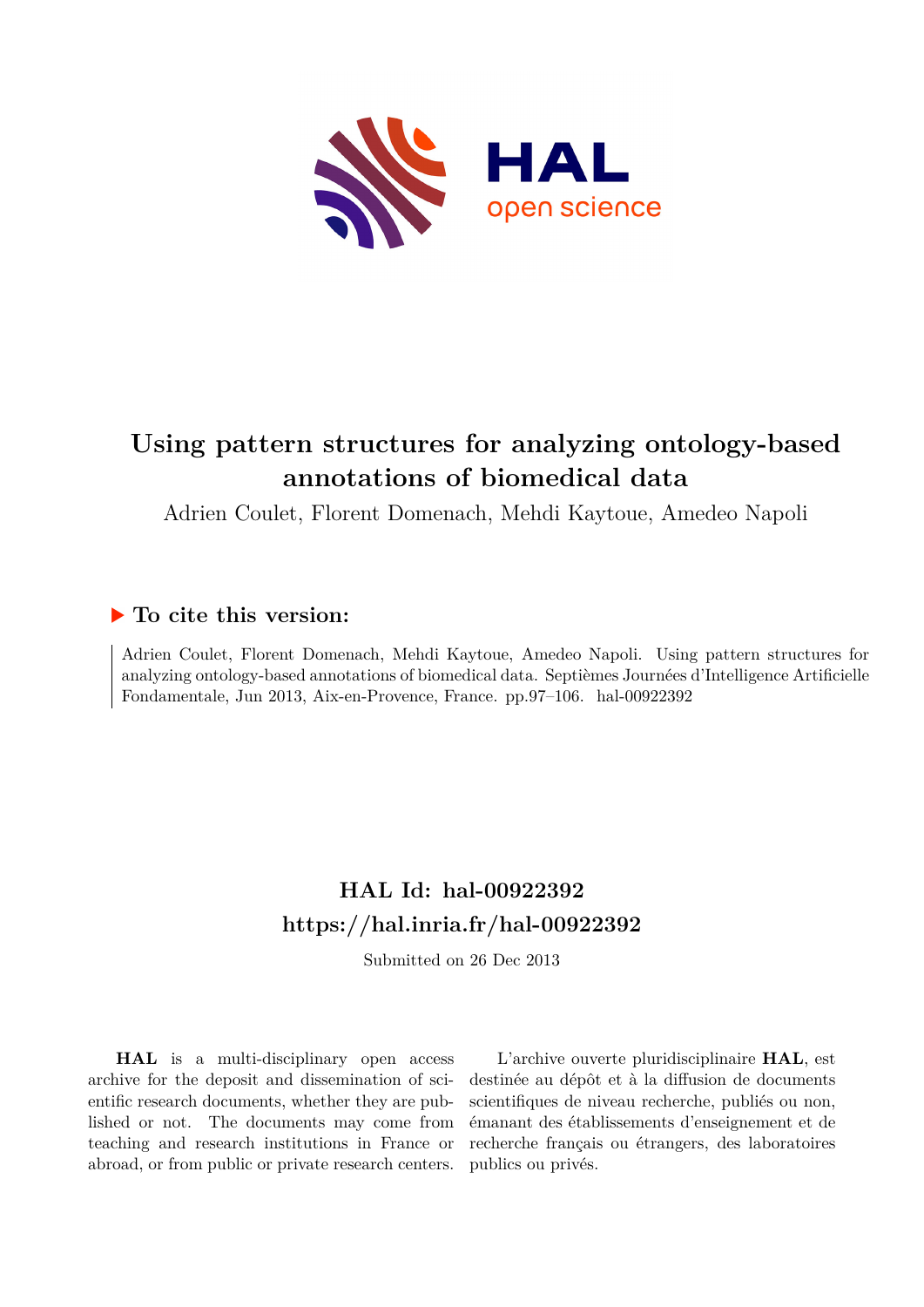# Using pattern structures for analyzing ontology-based annotations of biomedical data

Adrien Coulet, Florent Domenach, Mehdi Kaytoue, Amedeo Napoli

## ▶ To cite this version:

Adrien Coulet, Florent Domenach, Mehdi Kaytoue, Amedeo Napoli. Using pattern structures for analyzing ontology-based annotations of biomedical data. Septièmes Journées d'Intelligence Artificielle Fondamentale, Jun 2013, Aix-en-Provence, France. pp.97–106. hal-00922392

## HAL Id: hal-00922392
## https://hal.inria.fr/hal-00922392

Submitted on 26 Dec 2013

**HAL** is a multi-disciplinary open access archive for the deposit and dissemination of scientific research documents, whether they are published or not. The documents may come from teaching and research institutions in France or abroad, or from public or private research centers.

L'archive ouverte pluridisciplinaire **HAL**, est destinée au dépôt et à la diffusion de documents scientifiques de niveau recherche, publiés ou non, émanant des établissements d'enseignement et de recherche français ou étrangers, des laboratoires publics ou privés.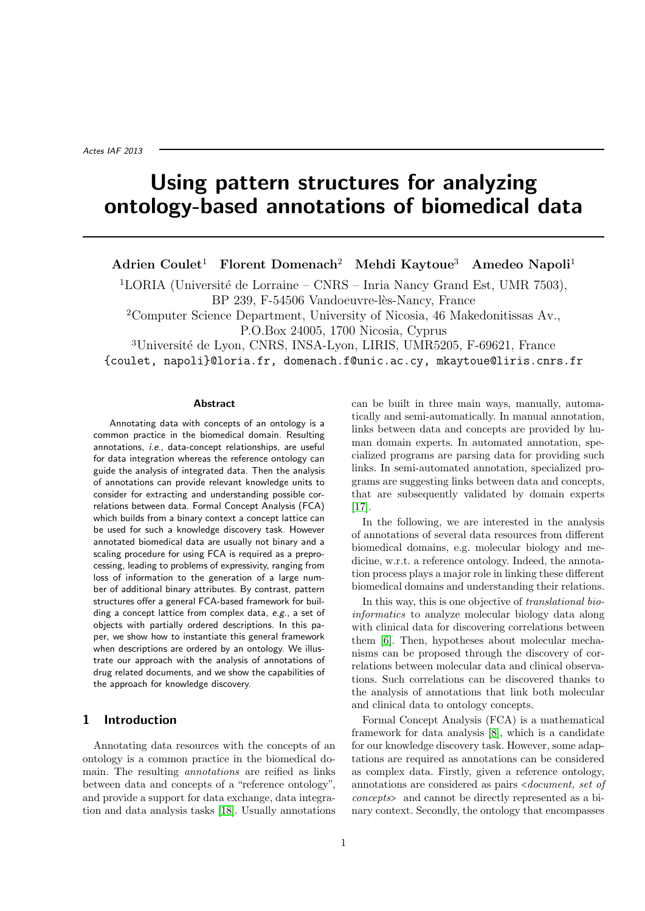# Using pattern structures for analyzing ontology-based annotations of biomedical data

**Adrien Coulet**[1] **Florent Domenach**[2] **Mehdi Kaytoue**[3] **Amedeo Napoli**[1]

[1]LORIA (Université de Lorraine – CNRS – Inria Nancy Grand Est, UMR 7503), BP 239, F-54506 Vandoeuvre-lès-Nancy, France

[2]Computer Science Department, University of Nicosia, 46 Makedonitissas Av., P.O.Box 24005, 1700 Nicosia, Cyprus

[3]Université de Lyon, CNRS, INSA-Lyon, LIRIS, UMR5205, F-69621, France

{coulet, napoli}@loria.fr, domenach.f@unic.ac.cy, mkaytoue@liris.cnrs.fr

#### Abstract

Annotating data with concepts of an ontology is a common practice in the biomedical domain. Resulting annotations, *i.e.,* data-concept relationships, are useful for data integration whereas the reference ontology can guide the analysis of integrated data. Then the analysis of annotations can provide relevant knowledge units to consider for extracting and understanding possible correlations between data. Formal Concept Analysis (FCA) which builds from a binary context a concept lattice can be used for such a knowledge discovery task. However annotated biomedical data are usually not binary and a scaling procedure for using FCA is required as a preprocessing, leading to problems of expressivity, ranging from loss of information to the generation of a large number of additional binary attributes. By contrast, pattern structures offer a general FCA-based framework for building a concept lattice from complex data, *e.g.,* a set of objects with partially ordered descriptions. In this paper, we show how to instantiate this general framework when descriptions are ordered by an ontology. We illustrate our approach with the analysis of annotations of drug related documents, and we show the capabilities of the approach for knowledge discovery.

## 1 Introduction

Annotating data resources with the concepts of an ontology is a common practice in the biomedical domain. The resulting *annotations* are reified as links between data and concepts of a "reference ontology", and provide a support for data exchange, data integration and data analysis tasks [18]. Usually annotations can be built in three main ways, manually, automatically and semi-automatically. In manual annotation, links between data and concepts are provided by human domain experts. In automated annotation, specialized programs are parsing data for providing such links. In semi-automated annotation, specialized programs are suggesting links between data and concepts, that are subsequently validated by domain experts [17].

In the following, we are interested in the analysis of annotations of several data resources from different biomedical domains, e.g. molecular biology and medicine, w.r.t. a reference ontology. Indeed, the annotation process plays a major role in linking these different biomedical domains and understanding their relations.

In this way, this is one objective of *translational bioinformatics* to analyze molecular biology data along with clinical data for discovering correlations between them [6]. Then, hypotheses about molecular mechanisms can be proposed through the discovery of correlations between molecular data and clinical observations. Such correlations can be discovered thanks to the analysis of annotations that link both molecular and clinical data to ontology concepts.

Formal Concept Analysis (FCA) is a mathematical framework for data analysis [8], which is a candidate for our knowledge discovery task. However, some adaptations are required as annotations can be considered as complex data. Firstly, given a reference ontology, annotations are considered as pairs <*document, set of concepts*> and cannot be directly represented as a binary context. Secondly, the ontology that encompasses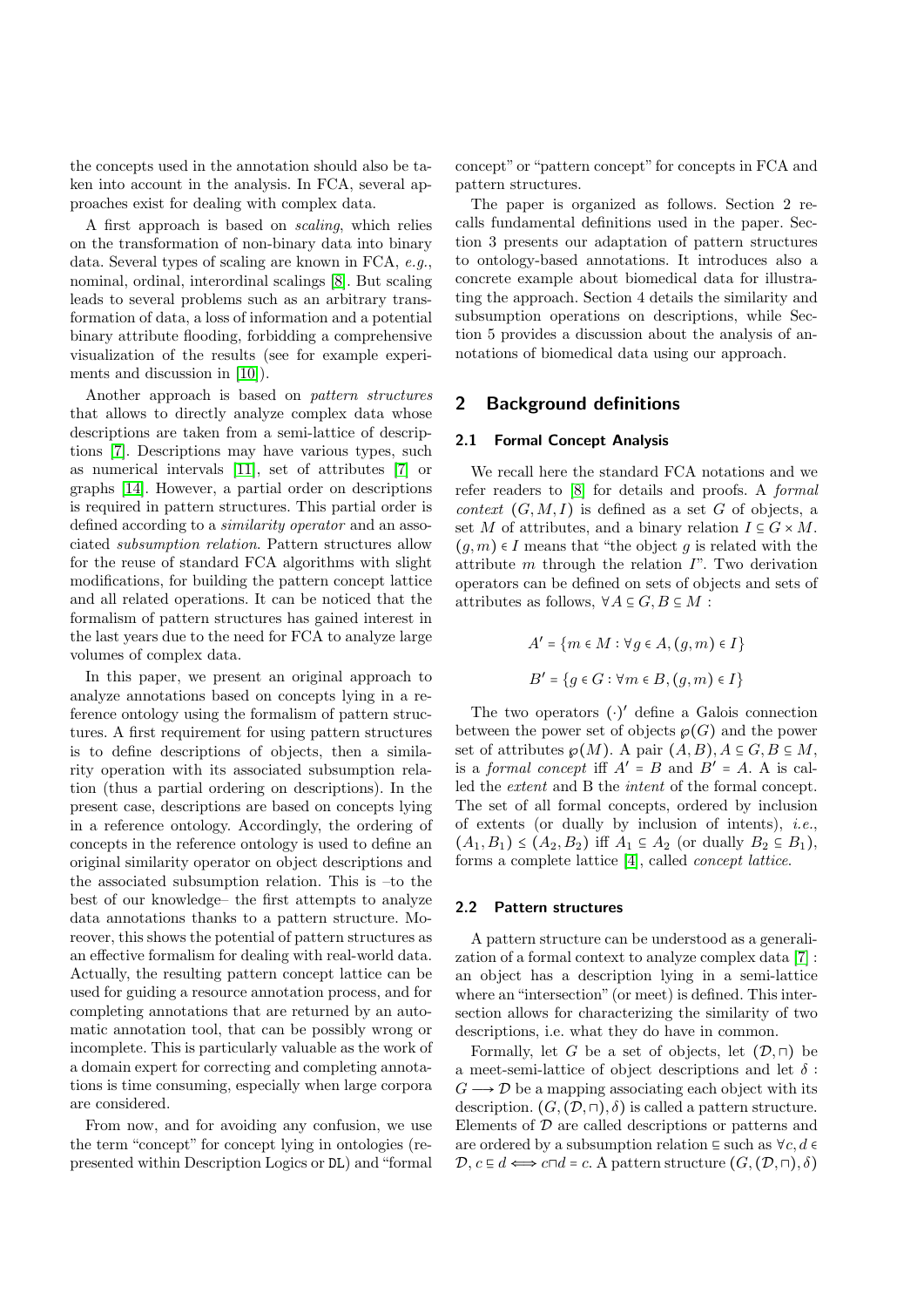the concepts used in the annotation should also be taken into account in the analysis. In FCA, several approaches exist for dealing with complex data.

A first approach is based on *scaling*, which relies on the transformation of non-binary data into binary data. Several types of scaling are known in FCA, *e.g.*, nominal, ordinal, interordinal scalings [8]. But scaling leads to several problems such as an arbitrary transformation of data, a loss of information and a potential binary attribute flooding, forbidding a comprehensive visualization of the results (see for example experiments and discussion in [10]).

Another approach is based on *pattern structures* that allows to directly analyze complex data whose descriptions are taken from a semi-lattice of descriptions [7]. Descriptions may have various types, such as numerical intervals [11], set of attributes [7] or graphs [14]. However, a partial order on descriptions is required in pattern structures. This partial order is defined according to a *similarity operator* and an associated *subsumption relation*. Pattern structures allow for the reuse of standard FCA algorithms with slight modifications, for building the pattern concept lattice and all related operations. It can be noticed that the formalism of pattern structures has gained interest in the last years due to the need for FCA to analyze large volumes of complex data.

In this paper, we present an original approach to analyze annotations based on concepts lying in a reference ontology using the formalism of pattern structures. A first requirement for using pattern structures is to define descriptions of objects, then a similarity operation with its associated subsumption relation (thus a partial ordering on descriptions). In the present case, descriptions are based on concepts lying in a reference ontology. Accordingly, the ordering of concepts in the reference ontology is used to define an original similarity operator on object descriptions and the associated subsumption relation. This is –to the best of our knowledge– the first attempts to analyze data annotations thanks to a pattern structure. Moreover, this shows the potential of pattern structures as an effective formalism for dealing with real-world data. Actually, the resulting pattern concept lattice can be used for guiding a resource annotation process, and for completing annotations that are returned by an automatic annotation tool, that can be possibly wrong or incomplete. This is particularly valuable as the work of a domain expert for correcting and completing annotations is time consuming, especially when large corpora are considered.

From now, and for avoiding any confusion, we use the term "concept" for concept lying in ontologies (represented within Description Logics or DL) and "formal concept" or "pattern concept" for concepts in FCA and pattern structures.

The paper is organized as follows. Section 2 recalls fundamental definitions used in the paper. Section 3 presents our adaptation of pattern structures to ontology-based annotations. It introduces also a concrete example about biomedical data for illustrating the approach. Section 4 details the similarity and subsumption operations on descriptions, while Section 5 provides a discussion about the analysis of annotations of biomedical data using our approach.

## 2 Background definitions

### 2.1 Formal Concept Analysis

We recall here the standard FCA notations and we refer readers to [8] for details and proofs. A *formal context* $(G, M, I)$ is defined as a set $G$ of objects, a set $M$ of attributes, and a binary relation $I \subseteq G \times M$. $(g, m) \in I$ means that "the object $g$ is related with the attribute $m$ through the relation $I$". Two derivation operators can be defined on sets of objects and sets of attributes as follows, $\forall A \subseteq G, B \subseteq M$ :

$$A' = \{m \in M : \forall g \in A, (g, m) \in I\}$$

$$B' = \{g \in G : \forall m \in B, (g, m) \in I\}$$

The two operators $(\cdot)'$ define a Galois connection between the power set of objects $\wp(G)$ and the power set of attributes $\wp(M)$. A pair $(A, B), A \subseteq G, B \subseteq M$, is a *formal concept* iff $A' = B$ and $B' = A$. A is called the *extent* and B the *intent* of the formal concept. The set of all formal concepts, ordered by inclusion of extents (or dually by inclusion of intents), *i.e.*, $(A_1, B_1) \leq (A_2, B_2)$ iff $A_1 \subseteq A_2$ (or dually $B_2 \subseteq B_1$), forms a complete lattice [4], called *concept lattice*.

### 2.2 Pattern structures

A pattern structure can be understood as a generalization of a formal context to analyze complex data [7] : an object has a description lying in a semi-lattice where an "intersection" (or meet) is defined. This intersection allows for characterizing the similarity of two descriptions, i.e. what they do have in common.

Formally, let $G$ be a set of objects, let $(\mathcal{D}, \sqcap)$ be a meet-semi-lattice of object descriptions and let $\delta : G \longrightarrow \mathcal{D}$ be a mapping associating each object with its description. $(G, (\mathcal{D}, \sqcap), \delta)$ is called a pattern structure. Elements of $\mathcal{D}$ are called descriptions or patterns and are ordered by a subsumption relation $\sqsubseteq$ such as $\forall c, d \in \mathcal{D}$, $c \sqsubseteq d \iff c \sqcap d = c$. A pattern structure $(G, (\mathcal{D}, \sqcap), \delta)$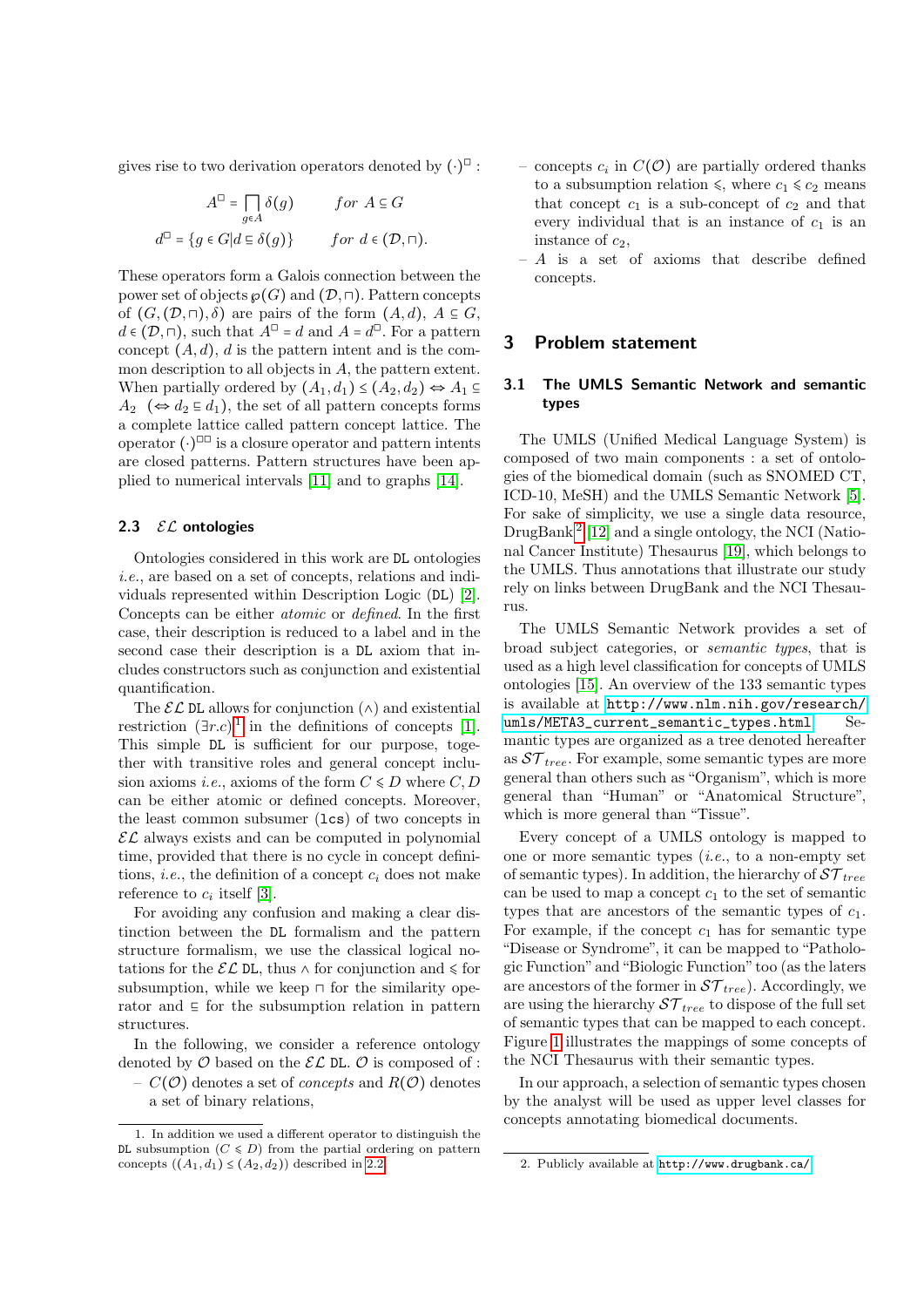gives rise to two derivation operators denoted by $(\cdot)^{\square}$ :

$$A^{\square} = \bigsqcap_{g \in A} \delta(g) \qquad for\ A \subseteq G$$

$$d^{\square} = \{g \in G | d \sqsubseteq \delta(g)\} \qquad for\ d \in (\mathcal{D}, \sqcap).$$

These operators form a Galois connection between the power set of objects $\wp(G)$ and $(\mathcal{D}, \sqcap)$. Pattern concepts of $(G, (\mathcal{D}, \sqcap), \delta)$ are pairs of the form $(A, d)$, $A \subseteq G$, $d \in (\mathcal{D}, \sqcap)$, such that $A^{\square} = d$ and $A = d^{\square}$. For a pattern concept $(A, d)$, $d$ is the pattern intent and is the common description to all objects in $A$, the pattern extent. When partially ordered by $(A_1, d_1) \leq (A_2, d_2) \Leftrightarrow A_1 \subseteq A_2$ $(\Leftrightarrow d_2 \sqsubseteq d_1)$, the set of all pattern concepts forms a complete lattice called pattern concept lattice. The operator $(\cdot)^{\square\square}$ is a closure operator and pattern intents are closed patterns. Pattern structures have been applied to numerical intervals [11] and to graphs [14].

### 2.3 $\mathcal{EL}$ ontologies

Ontologies considered in this work are DL ontologies *i.e.*, are based on a set of concepts, relations and individuals represented within Description Logic (DL) [2]. Concepts can be either *atomic* or *defined*. In the first case, their description is reduced to a label and in the second case their description is a DL axiom that includes constructors such as conjunction and existential quantification.

The $\mathcal{EL}$ DL allows for conjunction ($\wedge$) and existential restriction ($\exists r.c$)[1] in the definitions of concepts [1]. This simple DL is sufficient for our purpose, together with transitive roles and general concept inclusion axioms *i.e.*, axioms of the form $C \leqslant D$ where $C, D$ can be either atomic or defined concepts. Moreover, the least common subsumer (lcs) of two concepts in $\mathcal{EL}$ always exists and can be computed in polynomial time, provided that there is no cycle in concept definitions, *i.e.*, the definition of a concept $c_i$ does not make reference to $c_i$ itself [3].

For avoiding any confusion and making a clear distinction between the DL formalism and the pattern structure formalism, we use the classical logical notations for the $\mathcal{EL}$ DL, thus $\wedge$ for conjunction and $\leqslant$ for subsumption, while we keep $\sqcap$ for the similarity operator and $\sqsubseteq$ for the subsumption relation in pattern structures.

In the following, we consider a reference ontology denoted by $\mathcal{O}$ based on the $\mathcal{EL}$ DL. $\mathcal{O}$ is composed of :

- $C(\mathcal{O})$ denotes a set of *concepts* and $R(\mathcal{O})$ denotes a set of binary relations,
- concepts $c_i$ in $C(\mathcal{O})$ are partially ordered thanks to a subsumption relation $\leqslant$, where $c_1 \leqslant c_2$ means that concept $c_1$ is a sub-concept of $c_2$ and that every individual that is an instance of $c_1$ is an instance of $c_2$,
- $A$ is a set of axioms that describe defined concepts.

## 3 Problem statement

### 3.1 The UMLS Semantic Network and semantic types

The UMLS (Unified Medical Language System) is composed of two main components : a set of ontologies of the biomedical domain (such as SNOMED CT, ICD-10, MeSH) and the UMLS Semantic Network [5]. For sake of simplicity, we use a single data resource, DrugBank[2] [12] and a single ontology, the NCI (National Cancer Institute) Thesaurus [19], which belongs to the UMLS. Thus annotations that illustrate our study rely on links between DrugBank and the NCI Thesaurus.

The UMLS Semantic Network provides a set of broad subject categories, or *semantic types*, that is used as a high level classification for concepts of UMLS ontologies [15]. An overview of the 133 semantic types is available at `http://www.nlm.nih.gov/research/umls/META3_current_semantic_types.html`. Semantic types are organized as a tree denoted hereafter as $\mathcal{ST}_{tree}$. For example, some semantic types are more general than others such as "Organism", which is more general than "Human" or "Anatomical Structure", which is more general than "Tissue".

Every concept of a UMLS ontology is mapped to one or more semantic types (*i.e.*, to a non-empty set of semantic types). In addition, the hierarchy of $\mathcal{ST}_{tree}$ can be used to map a concept $c_1$ to the set of semantic types that are ancestors of the semantic types of $c_1$. For example, if the concept $c_1$ has for semantic type "Disease or Syndrome", it can be mapped to "Pathologic Function" and "Biologic Function" too (as the laters are ancestors of the former in $\mathcal{ST}_{tree}$). Accordingly, we are using the hierarchy $\mathcal{ST}_{tree}$ to dispose of the full set of semantic types that can be mapped to each concept. Figure 1 illustrates the mappings of some concepts of the NCI Thesaurus with their semantic types.

In our approach, a selection of semantic types chosen by the analyst will be used as upper level classes for concepts annotating biomedical documents.

---

1. In addition we used a different operator to distinguish the DL subsumption ($C \leqslant D$) from the partial ordering on pattern concepts ($(A_1, d_1) \leq (A_2, d_2)$) described in 2.2

2. Publicly available at `http://www.drugbank.ca/`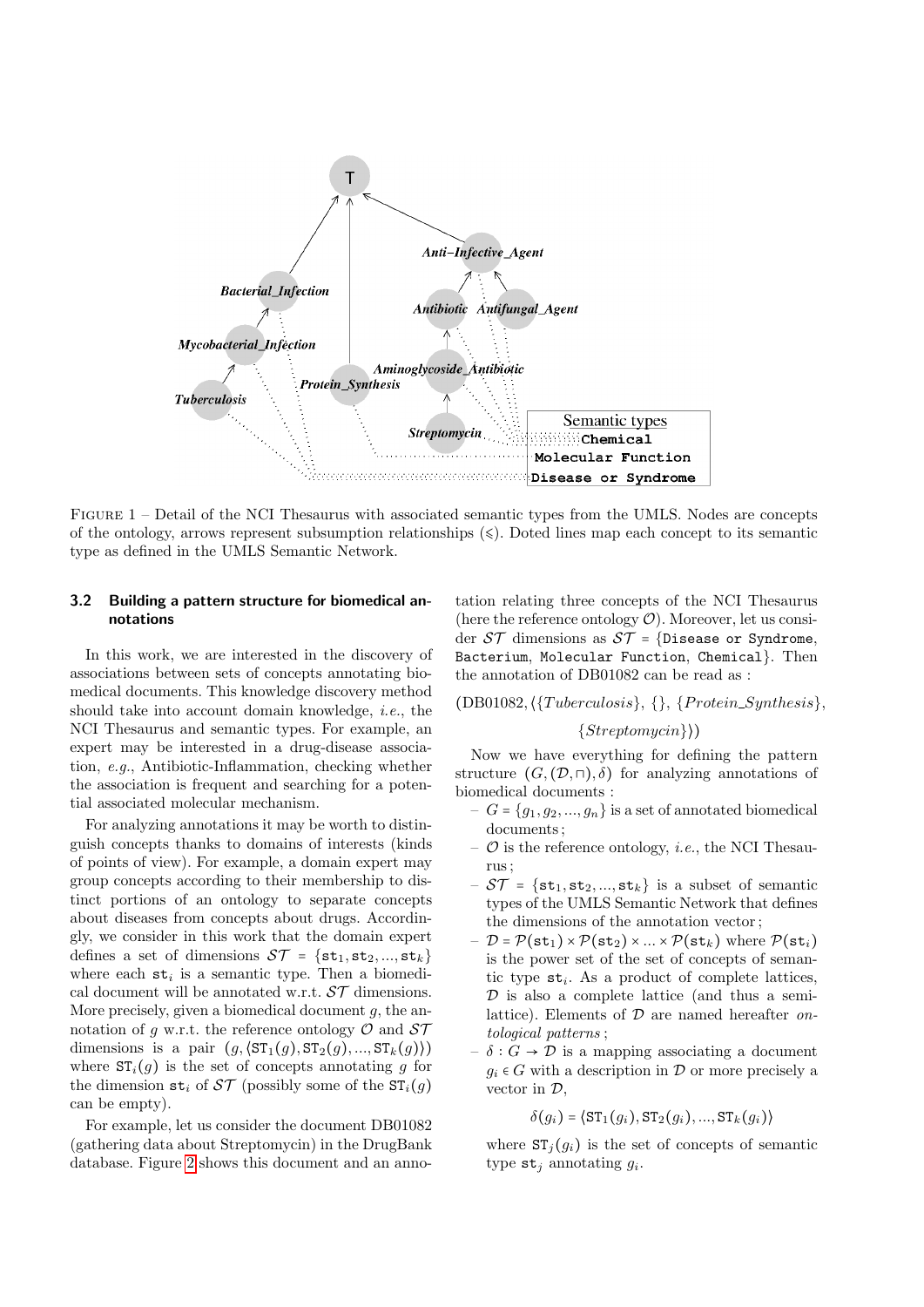FIGURE 1 – Detail of the NCI Thesaurus with associated semantic types from the UMLS. Nodes are concepts of the ontology, arrows represent subsumption relationships ($\leqslant$). Doted lines map each concept to its semantic type as defined in the UMLS Semantic Network.

### 3.2 Building a pattern structure for biomedical annotations

In this work, we are interested in the discovery of associations between sets of concepts annotating biomedical documents. This knowledge discovery method should take into account domain knowledge, *i.e.*, the NCI Thesaurus and semantic types. For example, an expert may be interested in a drug-disease association, *e.g.*, Antibiotic-Inflammation, checking whether the association is frequent and searching for a potential associated molecular mechanism.

For analyzing annotations it may be worth to distinguish concepts thanks to domains of interests (kinds of points of view). For example, a domain expert may group concepts according to their membership to distinct portions of an ontology to separate concepts about diseases from concepts about drugs. Accordingly, we consider in this work that the domain expert defines a set of dimensions $\mathcal{ST} = \{\mathtt{st}_1, \mathtt{st}_2, ..., \mathtt{st}_k\}$ where each $\mathtt{st}_i$ is a semantic type. Then a biomedical document will be annotated w.r.t. $\mathcal{ST}$ dimensions. More precisely, given a biomedical document $g$, the annotation of $g$ w.r.t. $\mathcal{ST}$ dimensions is a pair $(g, \langle \mathtt{ST}_1(g), \mathtt{ST}_2(g), ..., \mathtt{ST}_k(g)\rangle)$ where $\mathtt{ST}_i(g)$ is the set of concepts annotating $g$ for the dimension $\mathtt{st}_i$ of $\mathcal{ST}$ (possibly some of the $\mathtt{ST}_i(g)$ can be empty).

For example, let us consider the document DB01082 (gathering data about Streptomycin) in the DrugBank database. Figure 2 shows this document and an annotation relating three concepts of the NCI Thesaurus (here the reference ontology $\mathcal{O}$). Moreover, let us consider $\mathcal{ST}$ dimensions as $\mathcal{ST}$ = {`Disease or Syndrome`, `Bacterium`, `Molecular Function`, `Chemical`}. Then the annotation of DB01082 can be read as :

$$(\text{DB01082}, \langle\{Tuberculosis\}, \{\}, \{Protein\_Synthesis\}, \{Streptomycin\}\rangle)$$

Now we have everything for defining the pattern structure $(G, (\mathcal{D}, \sqcap), \delta)$ for analyzing annotations of biomedical documents :

- $G = \{g_1, g_2, ..., g_n\}$ is a set of annotated biomedical documents ;
- $\mathcal{O}$ is the reference ontology, *i.e.*, the NCI Thesaurus ;
- $\mathcal{ST} = \{\mathtt{st}_1, \mathtt{st}_2, ..., \mathtt{st}_k\}$ is a subset of semantic types of the UMLS Semantic Network that defines the dimensions of the annotation vector ;
- $\mathcal{D} = \mathcal{P}(\mathtt{st}_1) \times \mathcal{P}(\mathtt{st}_2) \times ... \times \mathcal{P}(\mathtt{st}_k)$ where $\mathcal{P}(\mathtt{st}_i)$ is the power set of the set of concepts of semantic type $\mathtt{st}_i$. As a product of complete lattices, $\mathcal{D}$ is also a complete lattice (and thus a semi-lattice). Elements of $\mathcal{D}$ are named hereafter *ontological patterns* ;
- $\delta : G \rightarrow \mathcal{D}$ is a mapping associating a document $g_i \in G$ with a description in $\mathcal{D}$ or more precisely a vector in $\mathcal{D}$,

$$\delta(g_i) = \langle \mathtt{ST}_1(g_i), \mathtt{ST}_2(g_i), ..., \mathtt{ST}_k(g_i)\rangle$$

where $\mathtt{ST}_j(g_i)$ is the set of concepts of semantic type $\mathtt{st}_j$ annotating $g_i$.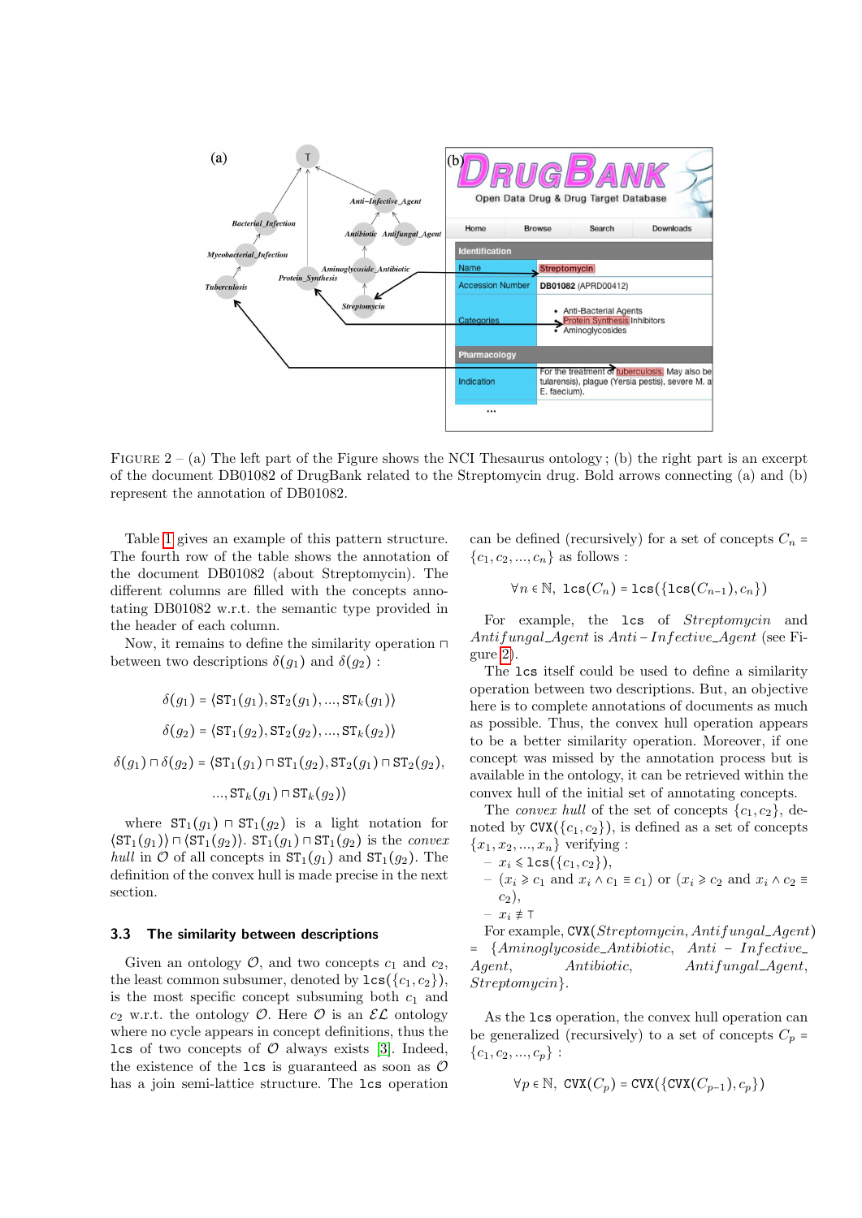FIGURE 2 – (a) The left part of the Figure shows the NCI Thesaurus ontology ; (b) the right part is an excerpt of the document DB01082 of DrugBank related to the Streptomycin drug. Bold arrows connecting (a) and (b) represent the annotation of DB01082.

Table 1 gives an example of this pattern structure. The fourth row of the table shows the annotation of the document DB01082 (about Streptomycin). The different columns are filled with the concepts annotating DB01082 w.r.t. the semantic type provided in the header of each column.

Now, it remains to define the similarity operation $\sqcap$ between two descriptions $\delta(g_1)$ and $\delta(g_2)$ :

$$\delta(g_1) = \langle \mathtt{ST}_1(g_1), \mathtt{ST}_2(g_1), ..., \mathtt{ST}_k(g_1) \rangle$$

$$\delta(g_2) = \langle \mathtt{ST}_1(g_2), \mathtt{ST}_2(g_2), ..., \mathtt{ST}_k(g_2) \rangle$$

$$\delta(g_1) \sqcap \delta(g_2) = \langle \mathtt{ST}_1(g_1) \sqcap \mathtt{ST}_1(g_2), \mathtt{ST}_2(g_1) \sqcap \mathtt{ST}_2(g_2), ..., \mathtt{ST}_k(g_1) \sqcap \mathtt{ST}_k(g_2) \rangle$$

where $\mathtt{ST}_1(g_1) \sqcap \mathtt{ST}_1(g_2)$ is a light notation for $\langle \mathtt{ST}_1(g_1) \rangle \sqcap \langle \mathtt{ST}_1(g_2) \rangle$. $\mathtt{ST}_1(g_1) \sqcap \mathtt{ST}_1(g_2)$ is the *convex hull* in $\mathcal{O}$ of all concepts in $\mathtt{ST}_1(g_1)$ and $\mathtt{ST}_1(g_2)$. The definition of the convex hull is made precise in the next section.

### 3.3 The similarity between descriptions

Given an ontology $\mathcal{O}$, and two concepts $c_1$ and $c_2$, the least common subsumer, denoted by $\mathtt{lcs}(\{c_1, c_2\})$, is the most specific concept subsuming both $c_1$ and $c_2$ w.r.t. the ontology $\mathcal{O}$. Here $\mathcal{O}$ is an $\mathcal{EL}$ ontology where no cycle appears in concept definitions, thus the lcs of two concepts of $\mathcal{O}$ always exists [3]. Indeed, the existence of the lcs is guaranteed as soon as $\mathcal{O}$ has a join semi-lattice structure. The lcs operation can be defined (recursively) for a set of concepts $C_n = \{c_1, c_2, ..., c_n\}$ as follows :

$$\forall n \in \mathbb{N},\ \mathtt{lcs}(C_n) = \mathtt{lcs}(\{\mathtt{lcs}(C_{n-1}), c_n\})$$

For example, the lcs of *Streptomycin* and *Antifungal_Agent* is *Anti – Infective_Agent* (see Figure 2).

The lcs itself could be used to define a similarity operation between two descriptions. But, an objective here is to complete annotations of documents as much as possible. Thus, the convex hull operation appears to be a better similarity operation. Moreover, if one concept was missed by the annotation process but is available in the ontology, it can be retrieved within the convex hull of the initial set of annotating concepts.

The *convex hull* of the set of concepts $\{c_1, c_2\}$, denoted by $\mathtt{CVX}(\{c_1, c_2\})$, is defined as a set of concepts $\{x_1, x_2, ..., x_n\}$ verifying :

- $x_i \leqslant \mathtt{lcs}(\{c_1, c_2\})$,
- $(x_i \geqslant c_1$ and $x_i \wedge c_1 \equiv c_1)$ or $(x_i \geqslant c_2$ and $x_i \wedge c_2 \equiv c_2)$,
- $x_i \not\equiv \top$

For example, $\mathtt{CVX}(Streptomycin, Antifungal\_Agent)$ = $\{Aminoglycoside\_Antibiotic,\ Anti - Infective\_Agent,\ Antibiotic,\ Antifungal\_Agent,\ Streptomycin\}$.

As the lcs operation, the convex hull operation can be generalized (recursively) to a set of concepts $C_p = \{c_1, c_2, ..., c_p\}$ :

$$\forall p \in \mathbb{N},\ \mathtt{CVX}(C_p) = \mathtt{CVX}(\{\mathtt{CVX}(C_{p-1}), c_p\})$$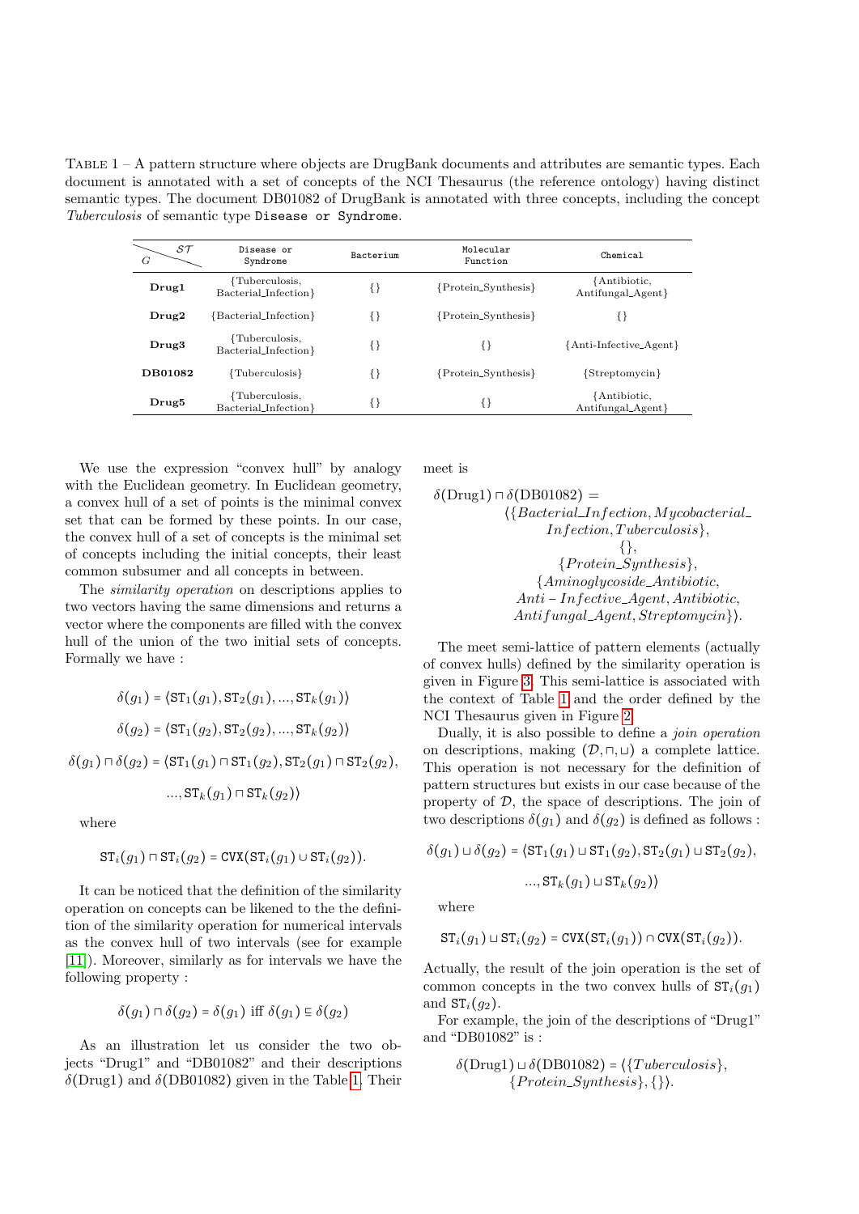TABLE 1 – A pattern structure where objects are DrugBank documents and attributes are semantic types. Each document is annotated with a set of concepts of the NCI Thesaurus (the reference ontology) having distinct semantic types. The document DB01082 of DrugBank is annotated with three concepts, including the concept *Tuberculosis* of semantic type `Disease or Syndrome`.

| $G$ \ $\mathcal{ST}$ | Disease or Syndrome | Bacterium | Molecular Function | Chemical |
|---|---|---|---|---|
| **Drug1** | {Tuberculosis, Bacterial_Infection} | {} | {Protein_Synthesis} | {Antibiotic, Antifungal_Agent} |
| **Drug2** | {Bacterial_Infection} | {} | {Protein_Synthesis} | {} |
| **Drug3** | {Tuberculosis, Bacterial_Infection} | {} | {} | {Anti-Infective_Agent} |
| **DB01082** | {Tuberculosis} | {} | {Protein_Synthesis} | {Streptomycin} |
| **Drug5** | {Tuberculosis, Bacterial_Infection} | {} | {} | {Antibiotic, Antifungal_Agent} |

We use the expression "convex hull" by analogy with the Euclidean geometry. In Euclidean geometry, a convex hull of a set of points is the minimal convex set that can be formed by these points. In our case, the convex hull of a set of concepts is the minimal set of concepts including the initial concepts, their least common subsumer and all concepts in between.

The *similarity operation* on descriptions applies to two vectors having the same dimensions and returns a vector where the components are filled with the convex hull of the union of the two initial sets of concepts. Formally we have :

$$\delta(g_1) = \langle \mathtt{ST}_1(g_1), \mathtt{ST}_2(g_1), ..., \mathtt{ST}_k(g_1) \rangle$$

$$\delta(g_2) = \langle \mathtt{ST}_1(g_2), \mathtt{ST}_2(g_2), ..., \mathtt{ST}_k(g_2) \rangle$$

$$\delta(g_1) \sqcap \delta(g_2) = \langle \mathtt{ST}_1(g_1) \sqcap \mathtt{ST}_1(g_2), \mathtt{ST}_2(g_1) \sqcap \mathtt{ST}_2(g_2), ..., \mathtt{ST}_k(g_1) \sqcap \mathtt{ST}_k(g_2) \rangle$$

where

$$\mathtt{ST}_i(g_1) \sqcap \mathtt{ST}_i(g_2) = \mathtt{CVX}(\mathtt{ST}_i(g_1) \cup \mathtt{ST}_i(g_2)).$$

It can be noticed that the definition of the similarity operation on concepts can be likened to the the definition of the similarity operation for numerical intervals as the convex hull of two intervals (see for example [11]). Moreover, similarly as for intervals we have the following property :

$$\delta(g_1) \sqcap \delta(g_2) = \delta(g_1) \text{ iff } \delta(g_1) \sqsubseteq \delta(g_2)$$

As an illustration let us consider the two objects "Drug1" and "DB01082" and their descriptions $\delta(\text{Drug1})$ and $\delta(\text{DB01082})$ given in the Table 1. Their meet is

$$\delta(\text{Drug1}) \sqcap \delta(\text{DB01082}) = \langle \{Bacterial\_Infection, Mycobacterial\_Infection, Tuberculosis\}, \{\}, \{Protein\_Synthesis\}, \{Aminoglycoside\_Antibiotic, Anti-Infective\_Agent, Antibiotic, Antifungal\_Agent, Streptomycin\}\rangle.$$

The meet semi-lattice of pattern elements (actually of convex hulls) defined by the similarity operation is given in Figure 3. This semi-lattice is associated with the context of Table 1 and the order defined by the NCI Thesaurus given in Figure 2.

Dually, it is also possible to define a *join operation* on descriptions, making $(\mathcal{D}, \sqcap, \sqcup)$ a complete lattice. This operation is not necessary for the definition of pattern structures but exists in our case because of the property of $\mathcal{D}$, the space of descriptions. The join of two descriptions $\delta(g_1)$ and $\delta(g_2)$ is defined as follows :

$$\delta(g_1) \sqcup \delta(g_2) = \langle \mathtt{ST}_1(g_1) \sqcup \mathtt{ST}_1(g_2), \mathtt{ST}_2(g_1) \sqcup \mathtt{ST}_2(g_2), ..., \mathtt{ST}_k(g_1) \sqcup \mathtt{ST}_k(g_2) \rangle$$

where

$$\mathtt{ST}_i(g_1) \sqcup \mathtt{ST}_i(g_2) = \mathtt{CVX}(\mathtt{ST}_i(g_1)) \cap \mathtt{CVX}(\mathtt{ST}_i(g_2)).$$

Actually, the result of the join operation is the set of common concepts in the two convex hulls of $\mathtt{ST}_i(g_1)$ and $\mathtt{ST}_i(g_2)$.

For example, the join of the descriptions of "Drug1" and "DB01082" is :

$$\delta(\text{Drug1}) \sqcup \delta(\text{DB01082}) = \langle \{Tuberculosis\}, \{Protein\_Synthesis\}, \{\}\rangle.$$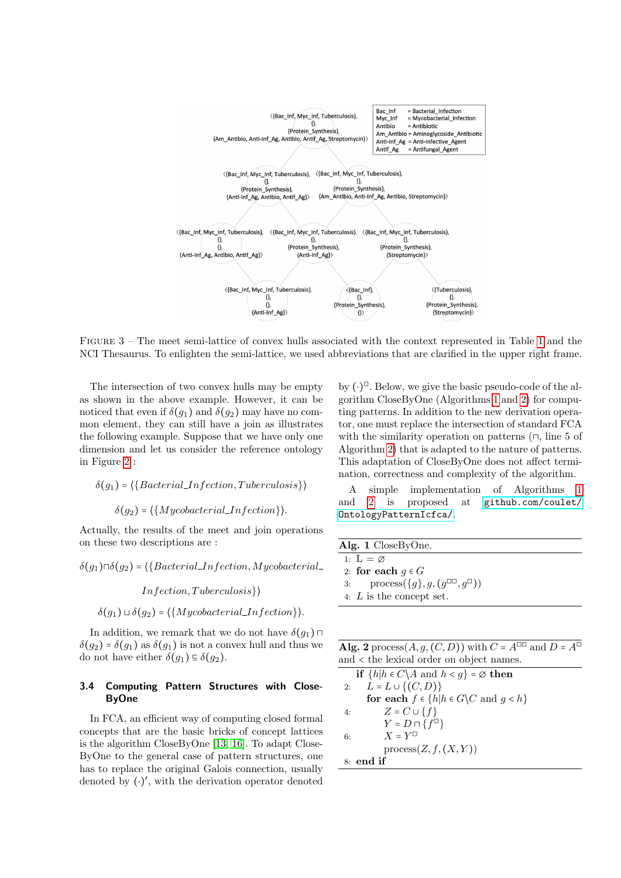FIGURE 3 – The meet semi-lattice of convex hulls associated with the context represented in Table 1 and the NCI Thesaurus. To enlighten the semi-lattice, we used abbreviations that are clarified in the upper right frame.

The intersection of two convex hulls may be empty as shown in the above example. However, it can be noticed that even if $\delta(g_1)$ and $\delta(g_2)$ may have no common element, they can still have a join as illustrates the following example. Suppose that we have only one dimension and let us consider the reference ontology in Figure 2 :

$$\delta(g_1) = \langle\{Bacterial\_Infection, Tuberculosis\}\rangle$$

$$\delta(g_2) = \langle\{Mycobacterial\_Infection\}\rangle.$$

Actually, the results of the meet and join operations on these two descriptions are :

$$\delta(g_1) \sqcap \delta(g_2) = \langle\{Bacterial\_Infection, Mycobacterial\_Infection, Tuberculosis\}\rangle$$

$$\delta(g_1) \sqcup \delta(g_2) = \langle\{Mycobacterial\_Infection\}\rangle.$$

In addition, we remark that we do not have $\delta(g_1) \sqcap \delta(g_2) = \delta(g_1)$ as $\delta(g_1)$ is not a convex hull and thus we do not have either $\delta(g_1) \sqsubseteq \delta(g_2)$.

### 3.4 Computing Pattern Structures with CloseByOne

In FCA, an efficient way of computing closed formal concepts that are the basic bricks of concept lattices is the algorithm CloseByOne [13, 16]. To adapt CloseByOne to the general case of pattern structures, one has to replace the original Galois connection, usually denoted by $(\cdot)'$, with the derivation operator denoted by $(\cdot)^{\square}$. Below, we give the basic pseudo-code of the algorithm CloseByOne (Algorithms 1 and 2) for computing patterns. In addition to the new derivation operator, one must replace the intersection of standard FCA with the similarity operation on patterns ($\sqcap$, line 5 of Algorithm 2) that is adapted to the nature of patterns. This adaptation of CloseByOne does not affect termination, correctness and complexity of the algorithm.

A simple implementation of Algorithms 1 and 2 is proposed at github.com/coulet/OntologyPatternIcfca/.

**Alg. 1** CloseByOne.

```
1: L = ∅
2: for each g ∈ G
3:     process({g}, g, (g□□, g□))
4: L is the concept set.
```

**Alg. 2** process$(A, g, (C, D))$ with $C = A^{\square\square}$ and $D = A^{\square}$ and $<$ the lexical order on object names.

```
   if {h | h ∈ C\A and h < g} = ∅ then
2:     L = L ∪ {(C, D)}
       for each f ∈ {h | h ∈ G\C and g < h}
4:         Z = C ∪ {f}
           Y = D ⊓ {f□}
6:         X = Y□
           process(Z, f, (X, Y))
8: end if
```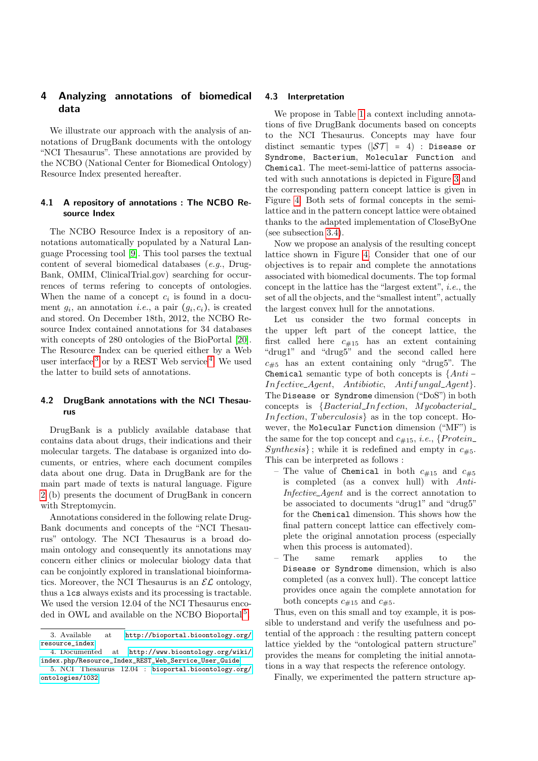## 4 Analyzing annotations of biomedical data

We illustrate our approach with the analysis of annotations of DrugBank documents with the ontology "NCI Thesaurus". These annotations are provided by the NCBO (National Center for Biomedical Ontology) Resource Index presented hereafter.

### 4.1 A repository of annotations : The NCBO Resource Index

The NCBO Resource Index is a repository of annotations automatically populated by a Natural Language Processing tool [9]. This tool parses the textual content of several biomedical databases (*e.g.*, DrugBank, OMIM, ClinicalTrial.gov) searching for occurrences of terms refering to concepts of ontologies. When the name of a concept $c_i$ is found in a document $g_i$, an annotation *i.e.*, a pair $(g_i, c_i)$, is created and stored. On December 18th, 2012, the NCBO Resource Index contained annotations for 34 databases with concepts of 280 ontologies of the BioPortal [20]. The Resource Index can be queried either by a Web user interface[3] or by a REST Web service[4]. We used the latter to build sets of annotations.

### 4.2 DrugBank annotations with the NCI Thesaurus

DrugBank is a publicly available database that contains data about drugs, their indications and their molecular targets. The database is organized into documents, or entries, where each document compiles data about one drug. Data in DrugBank are for the main part made of texts is natural language. Figure 2 (b) presents the document of DrugBank in concern with Streptomycin.

Annotations considered in the following relate DrugBank documents and concepts of the "NCI Thesaurus" ontology. The NCI Thesaurus is a broad domain ontology and consequently its annotations may concern either clinics or molecular biology data that can be conjointly explored in translational bioinformatics. Moreover, the NCI Thesaurus is an $\mathcal{EL}$ ontology, thus a `lcs` always exists and its processing is tractable. We used the version 12.04 of the NCI Thesaurus encoded in OWL and available on the NCBO Bioportal[5].

### 4.3 Interpretation

We propose in Table 1 a context including annotations of five DrugBank documents based on concepts to the NCI Thesaurus. Concepts may have four distinct semantic types ($|\mathcal{ST}| = 4$) : `Disease or Syndrome`, `Bacterium`, `Molecular Function` and `Chemical`. The meet-semi-lattice of patterns associated with such annotations is depicted in Figure 3 and the corresponding pattern concept lattice is given in Figure 4. Both sets of formal concepts in the semi-lattice and in the pattern concept lattice were obtained thanks to the adapted implementation of CloseByOne (see subsection 3.4).

Now we propose an analysis of the resulting concept lattice shown in Figure 4. Consider that one of our objectives is to repair and complete the annotations associated with biomedical documents. The top formal concept in the lattice has the "largest extent", *i.e.*, the set of all the objects, and the "smallest intent", actually the largest convex hull for the annotations.

Let us consider the two formal concepts in the upper left part of the concept lattice, the first called here $c_{\#15}$ has an extent containing "drug1" and "drug5" and the second called here $c_{\#5}$ has an extent containing only "drug5". The `Chemical` semantic type of both concepts is $\{Anti-Infective\_Agent,\ Antibiotic,\ Antifungal\_Agent\}$. The `Disease or Syndrome` dimension ("DoS") in both concepts is $\{Bacterial\_Infection,\ Mycobacterial\_Infection,\ Tuberculosis\}$ as in the top concept. However, the `Molecular Function` dimension ("MF") is the same for the top concept and $c_{\#15}$, *i.e.*, $\{Protein\_Synthesis\}$ ; while it is redefined and empty in $c_{\#5}$. This can be interpreted as follows :

- The value of `Chemical` in both $c_{\#15}$ and $c_{\#5}$ is completed (as a convex hull) with *Anti-Infective_Agent* and is the correct annotation to be associated to documents "drug1" and "drug5" for the `Chemical` dimension. This shows how the final pattern concept lattice can effectively complete the original annotation process (especially when this process is automated).
- The same remark applies to the `Disease or Syndrome` dimension, which is also completed (as a convex hull). The concept lattice provides once again the complete annotation for both concepts $c_{\#15}$ and $c_{\#5}$.

Thus, even on this small and toy example, it is possible to understand and verify the usefulness and potential of the approach : the resulting pattern concept lattice yielded by the "ontological pattern structure" provides the means for completing the initial annotations in a way that respects the reference ontology.

Finally, we experimented the pattern structure ap-

---

3. Available at http://bioportal.bioontology.org/resource_index
4. Documented at http://www.bioontology.org/wiki/index.php/Resource_Index_REST_Web_Service_User_Guide
5. NCI Thesaurus 12.04 : bioportal.bioontology.org/ontologies/1032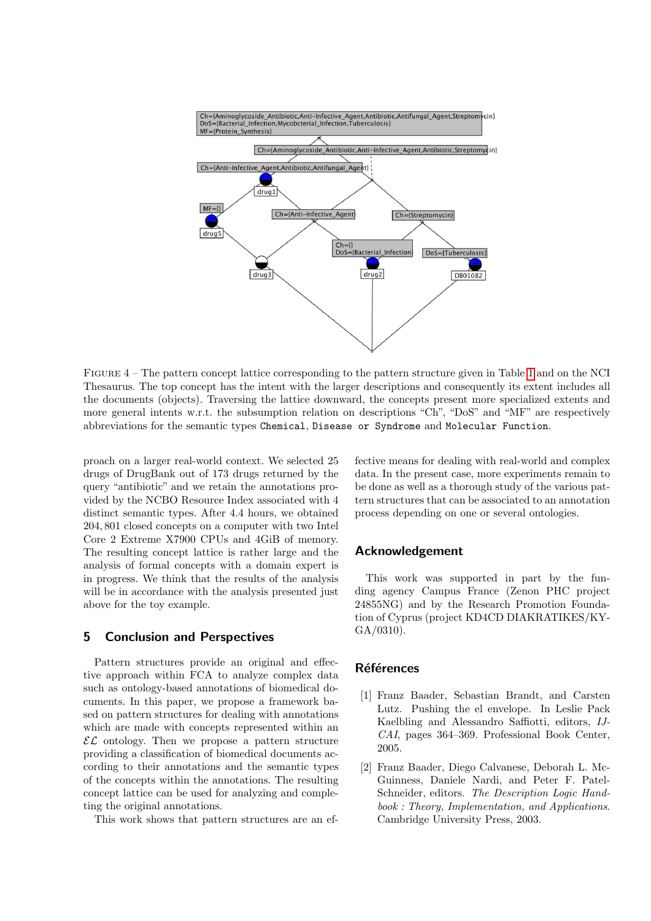FIGURE 4 – The pattern concept lattice corresponding to the pattern structure given in Table 1 and on the NCI Thesaurus. The top concept has the intent with the larger descriptions and consequently its extent includes all the documents (objects). Traversing the lattice downward, the concepts present more specialized extents and more general intents w.r.t. the subsumption relation on descriptions "Ch", "DoS" and "MF" are respectively abbreviations for the semantic types `Chemical`, `Disease or Syndrome` and `Molecular Function`.

proach on a larger real-world context. We selected 25 drugs of DrugBank out of 173 drugs returned by the query "antibiotic" and we retain the annotations provided by the NCBO Resource Index associated with 4 distinct semantic types. After 4.4 hours, we obtained 204, 801 closed concepts on a computer with two Intel Core 2 Extreme X7900 CPUs and 4GiB of memory. The resulting concept lattice is rather large and the analysis of formal concepts with a domain expert is in progress. We think that the results of the analysis will be in accordance with the analysis presented just above for the toy example.

## 5 Conclusion and Perspectives

Pattern structures provide an original and effective approach within FCA to analyze complex data such as ontology-based annotations of biomedical documents. In this paper, we propose a framework based on pattern structures for dealing with annotations which are made with concepts represented within an $\mathcal{EL}$ ontology. Then we propose a pattern structure providing a classification of biomedical documents according to their annotations and the semantic types of the concepts within the annotations. The resulting concept lattice can be used for analyzing and completing the original annotations.

This work shows that pattern structures are an effective means for dealing with real-world and complex data. In the present case, more experiments remain to be done as well as a thorough study of the various pattern structures that can be associated to an annotation process depending on one or several ontologies.

## Acknowledgement

This work was supported in part by the funding agency Campus France (Zenon PHC project 24855NG) and by the Research Promotion Foundation of Cyprus (project KD4CD DIAKRATIKES/KY-GA/0310).

## Références

[1] Franz Baader, Sebastian Brandt, and Carsten Lutz. Pushing the el envelope. In Leslie Pack Kaelbling and Alessandro Saffiotti, editors, *IJCAI*, pages 364–369. Professional Book Center, 2005.

[2] Franz Baader, Diego Calvanese, Deborah L. McGuinness, Daniele Nardi, and Peter F. Patel-Schneider, editors. *The Description Logic Handbook : Theory, Implementation, and Applications*. Cambridge University Press, 2003.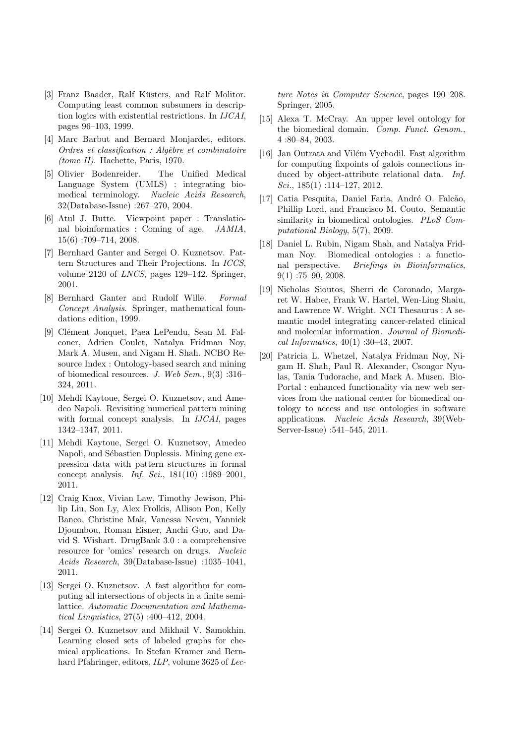[3] Franz Baader, Ralf Küsters, and Ralf Molitor. Computing least common subsumers in description logics with existential restrictions. In *IJCAI*, pages 96–103, 1999.

[4] Marc Barbut and Bernard Monjardet, editors. *Ordres et classification : Algèbre et combinatoire (tome II)*. Hachette, Paris, 1970.

[5] Olivier Bodenreider. The Unified Medical Language System (UMLS) : integrating biomedical terminology. *Nucleic Acids Research*, 32(Database-Issue) :267–270, 2004.

[6] Atul J. Butte. Viewpoint paper : Translational bioinformatics : Coming of age. *JAMIA*, 15(6) :709–714, 2008.

[7] Bernhard Ganter and Sergei O. Kuznetsov. Pattern Structures and Their Projections. In *ICCS*, volume 2120 of *LNCS*, pages 129–142. Springer, 2001.

[8] Bernhard Ganter and Rudolf Wille. *Formal Concept Analysis*. Springer, mathematical foundations edition, 1999.

[9] Clément Jonquet, Paea LePendu, Sean M. Falconer, Adrien Coulet, Natalya Fridman Noy, Mark A. Musen, and Nigam H. Shah. NCBO Resource Index : Ontology-based search and mining of biomedical resources. *J. Web Sem.*, 9(3) :316–324, 2011.

[10] Mehdi Kaytoue, Sergei O. Kuznetsov, and Amedeo Napoli. Revisiting numerical pattern mining with formal concept analysis. In *IJCAI*, pages 1342–1347, 2011.

[11] Mehdi Kaytoue, Sergei O. Kuznetsov, Amedeo Napoli, and Sébastien Duplessis. Mining gene expression data with pattern structures in formal concept analysis. *Inf. Sci.*, 181(10) :1989–2001, 2011.

[12] Craig Knox, Vivian Law, Timothy Jewison, Philip Liu, Son Ly, Alex Frolkis, Allison Pon, Kelly Banco, Christine Mak, Vanessa Neveu, Yannick Djoumbou, Roman Eisner, Anchi Guo, and David S. Wishart. DrugBank 3.0 : a comprehensive resource for 'omics' research on drugs. *Nucleic Acids Research*, 39(Database-Issue) :1035–1041, 2011.

[13] Sergei O. Kuznetsov. A fast algorithm for computing all intersections of objects in a finite semilattice. *Automatic Documentation and Mathematical Linguistics*, 27(5) :400–412, 2004.

[14] Sergei O. Kuznetsov and Mikhail V. Samokhin. Learning closed sets of labeled graphs for chemical applications. In Stefan Kramer and Bernhard Pfahringer, editors, *ILP*, volume 3625 of *Lecture Notes in Computer Science*, pages 190–208. Springer, 2005.

[15] Alexa T. McCray. An upper level ontology for the biomedical domain. *Comp. Funct. Genom.*, 4 :80–84, 2003.

[16] Jan Outrata and Vilém Vychodil. Fast algorithm for computing fixpoints of galois connections induced by object-attribute relational data. *Inf. Sci.*, 185(1) :114–127, 2012.

[17] Catia Pesquita, Daniel Faria, André O. Falcão, Phillip Lord, and Francisco M. Couto. Semantic similarity in biomedical ontologies. *PLoS Computational Biology*, 5(7), 2009.

[18] Daniel L. Rubin, Nigam Shah, and Natalya Fridman Noy. Biomedical ontologies : a functional perspective. *Briefings in Bioinformatics*, 9(1) :75–90, 2008.

[19] Nicholas Sioutos, Sherri de Coronado, Margaret W. Haber, Frank W. Hartel, Wen-Ling Shaiu, and Lawrence W. Wright. NCI Thesaurus : A semantic model integrating cancer-related clinical and molecular information. *Journal of Biomedical Informatics*, 40(1) :30–43, 2007.

[20] Patricia L. Whetzel, Natalya Fridman Noy, Nigam H. Shah, Paul R. Alexander, Csongor Nyulas, Tania Tudorache, and Mark A. Musen. BioPortal : enhanced functionality via new web services from the national center for biomedical ontology to access and use ontologies in software applications. *Nucleic Acids Research*, 39(Web-Server-Issue) :541–545, 2011.